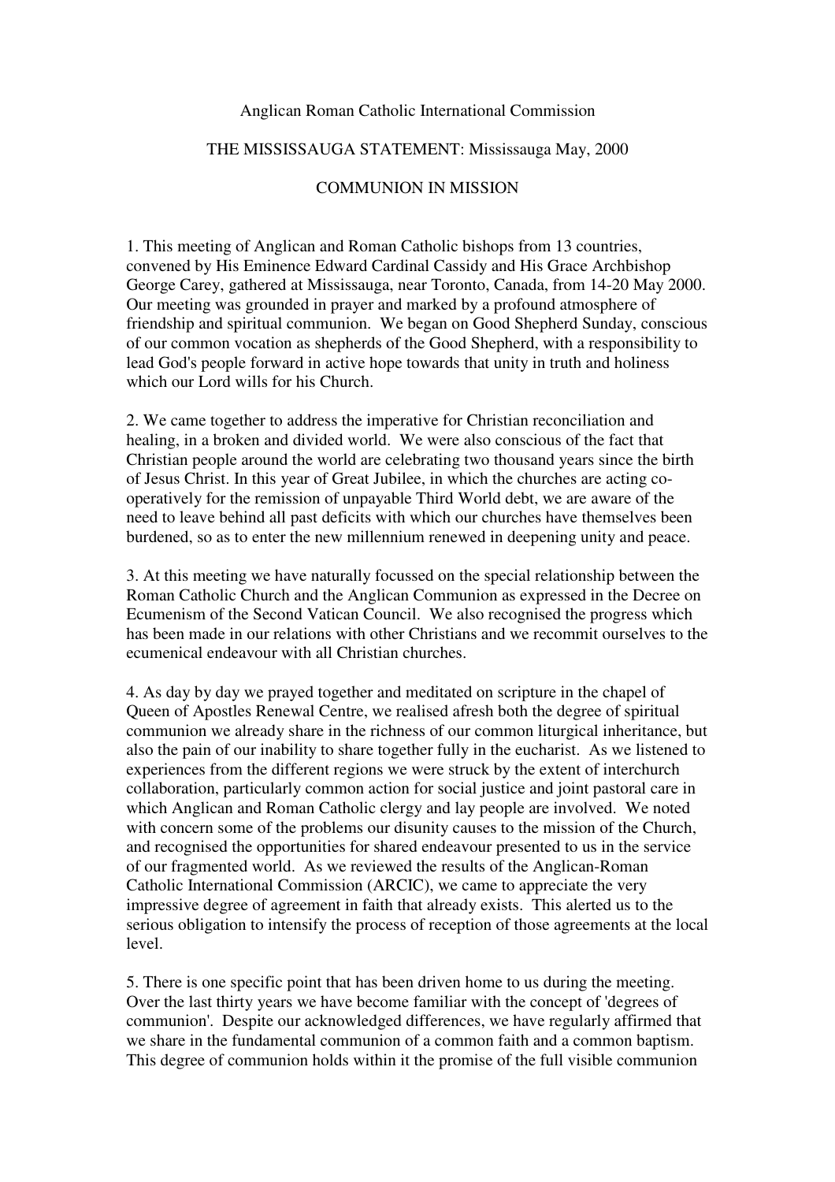Anglican Roman Catholic International Commission

THE MISSISSAUGA STATEMENT: Mississauga May, 2000

COMMUNION IN MISSION

1. This meeting of Anglican and Roman Catholic bishops from 13 countries, convened by His Eminence Edward Cardinal Cassidy and His Grace Archbishop George Carey, gathered at Mississauga, near Toronto, Canada, from 14-20 May 2000. Our meeting was grounded in prayer and marked by a profound atmosphere of friendship and spiritual communion. We began on Good Shepherd Sunday, conscious of our common vocation as shepherds of the Good Shepherd, with a responsibility to lead God's people forward in active hope towards that unity in truth and holiness which our Lord wills for his Church.

2. We came together to address the imperative for Christian reconciliation and healing, in a broken and divided world. We were also conscious of the fact that Christian people around the world are celebrating two thousand years since the birth of Jesus Christ. In this year of Great Jubilee, in which the churches are acting co-operatively for the remission of unpayable Third World debt, we are aware of the need to leave behind all past deficits with which our churches have themselves been burdened, so as to enter the new millennium renewed in deepening unity and peace.

3. At this meeting we have naturally focussed on the special relationship between the Roman Catholic Church and the Anglican Communion as expressed in the Decree on Ecumenism of the Second Vatican Council. We also recognised the progress which has been made in our relations with other Christians and we recommit ourselves to the ecumenical endeavour with all Christian churches.

4. As day by day we prayed together and meditated on scripture in the chapel of Queen of Apostles Renewal Centre, we realised afresh both the degree of spiritual communion we already share in the richness of our common liturgical inheritance, but also the pain of our inability to share together fully in the eucharist. As we listened to experiences from the different regions we were struck by the extent of interchurch collaboration, particularly common action for social justice and joint pastoral care in which Anglican and Roman Catholic clergy and lay people are involved. We noted with concern some of the problems our disunity causes to the mission of the Church, and recognised the opportunities for shared endeavour presented to us in the service of our fragmented world. As we reviewed the results of the Anglican-Roman Catholic International Commission (ARCIC), we came to appreciate the very impressive degree of agreement in faith that already exists. This alerted us to the serious obligation to intensify the process of reception of those agreements at the local level.

5. There is one specific point that has been driven home to us during the meeting. Over the last thirty years we have become familiar with the concept of 'degrees of communion'. Despite our acknowledged differences, we have regularly affirmed that we share in the fundamental communion of a common faith and a common baptism. This degree of communion holds within it the promise of the full visible communion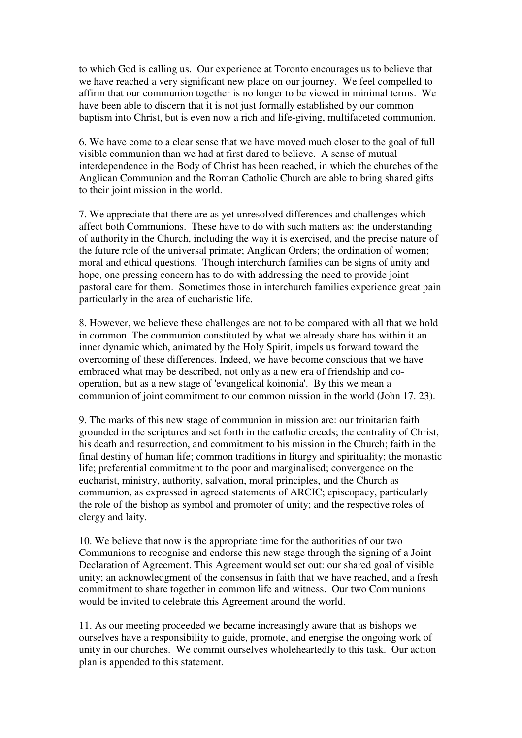to which God is calling us. Our experience at Toronto encourages us to believe that we have reached a very significant new place on our journey. We feel compelled to affirm that our communion together is no longer to be viewed in minimal terms. We have been able to discern that it is not just formally established by our common baptism into Christ, but is even now a rich and life-giving, multifaceted communion.

6. We have come to a clear sense that we have moved much closer to the goal of full visible communion than we had at first dared to believe. A sense of mutual interdependence in the Body of Christ has been reached, in which the churches of the Anglican Communion and the Roman Catholic Church are able to bring shared gifts to their joint mission in the world.

7. We appreciate that there are as yet unresolved differences and challenges which affect both Communions. These have to do with such matters as: the understanding of authority in the Church, including the way it is exercised, and the precise nature of the future role of the universal primate; Anglican Orders; the ordination of women; moral and ethical questions. Though interchurch families can be signs of unity and hope, one pressing concern has to do with addressing the need to provide joint pastoral care for them. Sometimes those in interchurch families experience great pain particularly in the area of eucharistic life.

8. However, we believe these challenges are not to be compared with all that we hold in common. The communion constituted by what we already share has within it an inner dynamic which, animated by the Holy Spirit, impels us forward toward the overcoming of these differences. Indeed, we have become conscious that we have embraced what may be described, not only as a new era of friendship and co-operation, but as a new stage of 'evangelical koinonia'. By this we mean a communion of joint commitment to our common mission in the world (John 17. 23).

9. The marks of this new stage of communion in mission are: our trinitarian faith grounded in the scriptures and set forth in the catholic creeds; the centrality of Christ, his death and resurrection, and commitment to his mission in the Church; faith in the final destiny of human life; common traditions in liturgy and spirituality; the monastic life; preferential commitment to the poor and marginalised; convergence on the eucharist, ministry, authority, salvation, moral principles, and the Church as communion, as expressed in agreed statements of ARCIC; episcopacy, particularly the role of the bishop as symbol and promoter of unity; and the respective roles of clergy and laity.

10. We believe that now is the appropriate time for the authorities of our two Communions to recognise and endorse this new stage through the signing of a Joint Declaration of Agreement. This Agreement would set out: our shared goal of visible unity; an acknowledgment of the consensus in faith that we have reached, and a fresh commitment to share together in common life and witness. Our two Communions would be invited to celebrate this Agreement around the world.

11. As our meeting proceeded we became increasingly aware that as bishops we ourselves have a responsibility to guide, promote, and energise the ongoing work of unity in our churches. We commit ourselves wholeheartedly to this task. Our action plan is appended to this statement.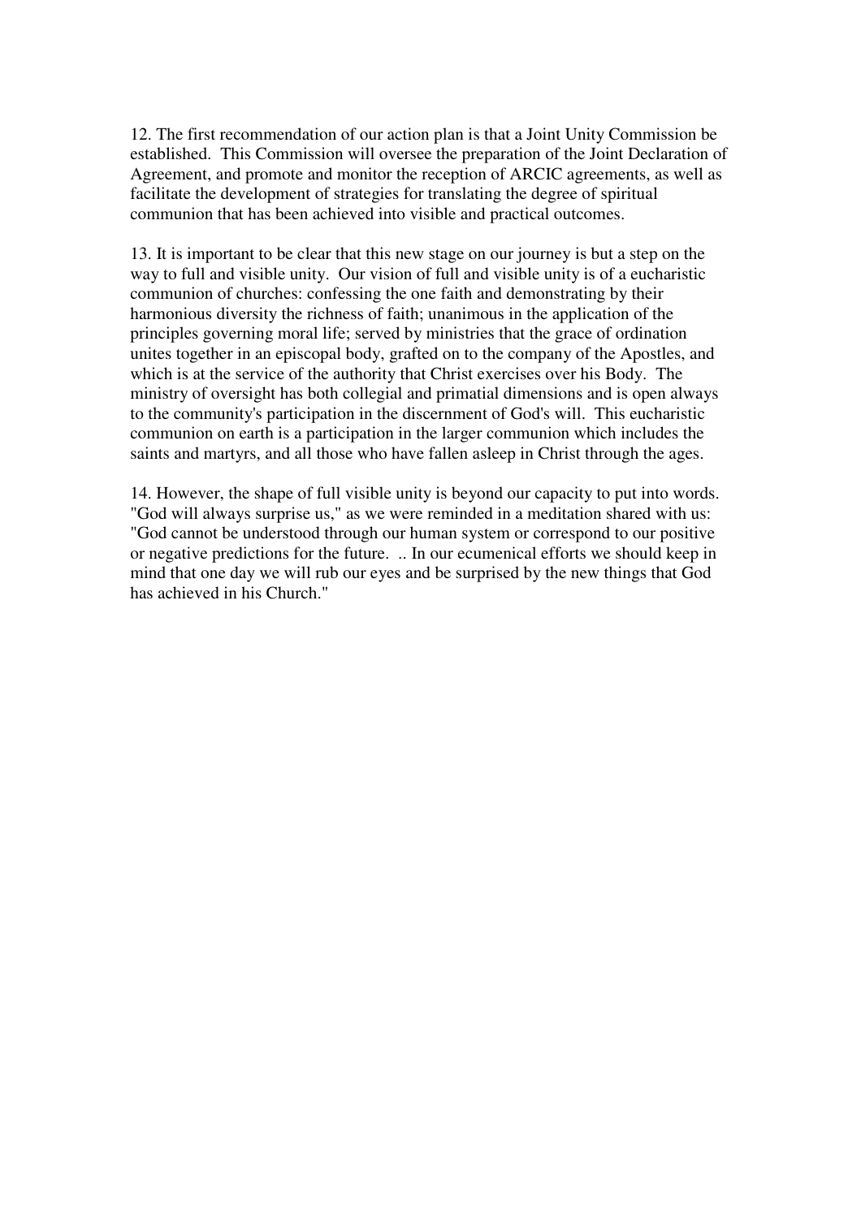12. The first recommendation of our action plan is that a Joint Unity Commission be established. This Commission will oversee the preparation of the Joint Declaration of Agreement, and promote and monitor the reception of ARCIC agreements, as well as facilitate the development of strategies for translating the degree of spiritual communion that has been achieved into visible and practical outcomes.

13. It is important to be clear that this new stage on our journey is but a step on the way to full and visible unity. Our vision of full and visible unity is of a eucharistic communion of churches: confessing the one faith and demonstrating by their harmonious diversity the richness of faith; unanimous in the application of the principles governing moral life; served by ministries that the grace of ordination unites together in an episcopal body, grafted on to the company of the Apostles, and which is at the service of the authority that Christ exercises over his Body. The ministry of oversight has both collegial and primatial dimensions and is open always to the community's participation in the discernment of God's will. This eucharistic communion on earth is a participation in the larger communion which includes the saints and martyrs, and all those who have fallen asleep in Christ through the ages.

14. However, the shape of full visible unity is beyond our capacity to put into words. "God will always surprise us," as we were reminded in a meditation shared with us: "God cannot be understood through our human system or correspond to our positive or negative predictions for the future. .. In our ecumenical efforts we should keep in mind that one day we will rub our eyes and be surprised by the new things that God has achieved in his Church."